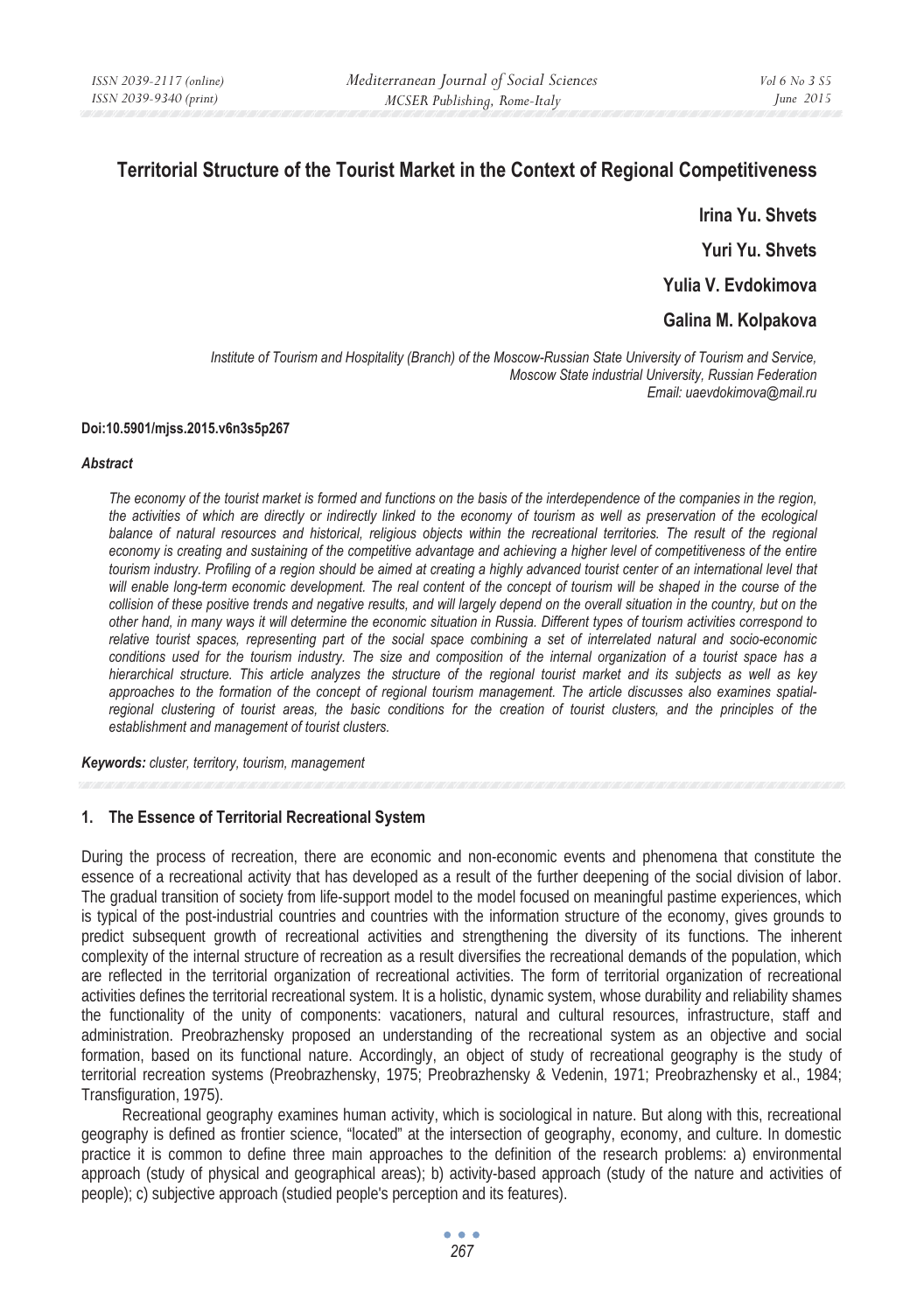# Territorial Structure of the Tourist Market in the Context of Regional Competitiveness

**Irina Yu. Shvets**

**Yuri Yu. Shvets**

**Yulia V. Evdokimova**

**Galina M. Kolpakova**

*Institute of Tourism and Hospitality (Branch) of the Moscow-Russian State University of Tourism and Service, Moscow State industrial University, Russian Federation*
*Email: uaevdokimova@mail.ru*

**Doi:10.5901/mjss.2015.v6n3s5p267**

***Abstract***

*The economy of the tourist market is formed and functions on the basis of the interdependence of the companies in the region, the activities of which are directly or indirectly linked to the economy of tourism as well as preservation of the ecological balance of natural resources and historical, religious objects within the recreational territories. The result of the regional economy is creating and sustaining of the competitive advantage and achieving a higher level of competitiveness of the entire tourism industry. Profiling of a region should be aimed at creating a highly advanced tourist center of an international level that will enable long-term economic development. The real content of the concept of tourism will be shaped in the course of the collision of these positive trends and negative results, and will largely depend on the overall situation in the country, but on the other hand, in many ways it will determine the economic situation in Russia. Different types of tourism activities correspond to relative tourist spaces, representing part of the social space combining a set of interrelated natural and socio-economic conditions used for the tourism industry. The size and composition of the internal organization of a tourist space has a hierarchical structure. This article analyzes the structure of the regional tourist market and its subjects as well as key approaches to the formation of the concept of regional tourism management. The article discusses also examines spatial-regional clustering of tourist areas, the basic conditions for the creation of tourist clusters, and the principles of the establishment and management of tourist clusters.*

***Keywords:*** *cluster, territory, tourism, management*

## 1. The Essence of Territorial Recreational System

During the process of recreation, there are economic and non-economic events and phenomena that constitute the essence of a recreational activity that has developed as a result of the further deepening of the social division of labor. The gradual transition of society from life-support model to the model focused on meaningful pastime experiences, which is typical of the post-industrial countries and countries with the information structure of the economy, gives grounds to predict subsequent growth of recreational activities and strengthening the diversity of its functions. The inherent complexity of the internal structure of recreation as a result diversifies the recreational demands of the population, which are reflected in the territorial organization of recreational activities. The form of territorial organization of recreational activities defines the territorial recreational system. It is a holistic, dynamic system, whose durability and reliability shames the functionality of the unity of components: vacationers, natural and cultural resources, infrastructure, staff and administration. Preobrazhensky proposed an understanding of the recreational system as an objective and social formation, based on its functional nature. Accordingly, an object of study of recreational geography is the study of territorial recreation systems (Preobrazhensky, 1975; Preobrazhensky & Vedenin, 1971; Preobrazhensky et al., 1984; Transfiguration, 1975).

Recreational geography examines human activity, which is sociological in nature. But along with this, recreational geography is defined as frontier science, "located" at the intersection of geography, economy, and culture. In domestic practice it is common to define three main approaches to the definition of the research problems: a) environmental approach (study of physical and geographical areas); b) activity-based approach (study of the nature and activities of people); c) subjective approach (studied people's perception and its features).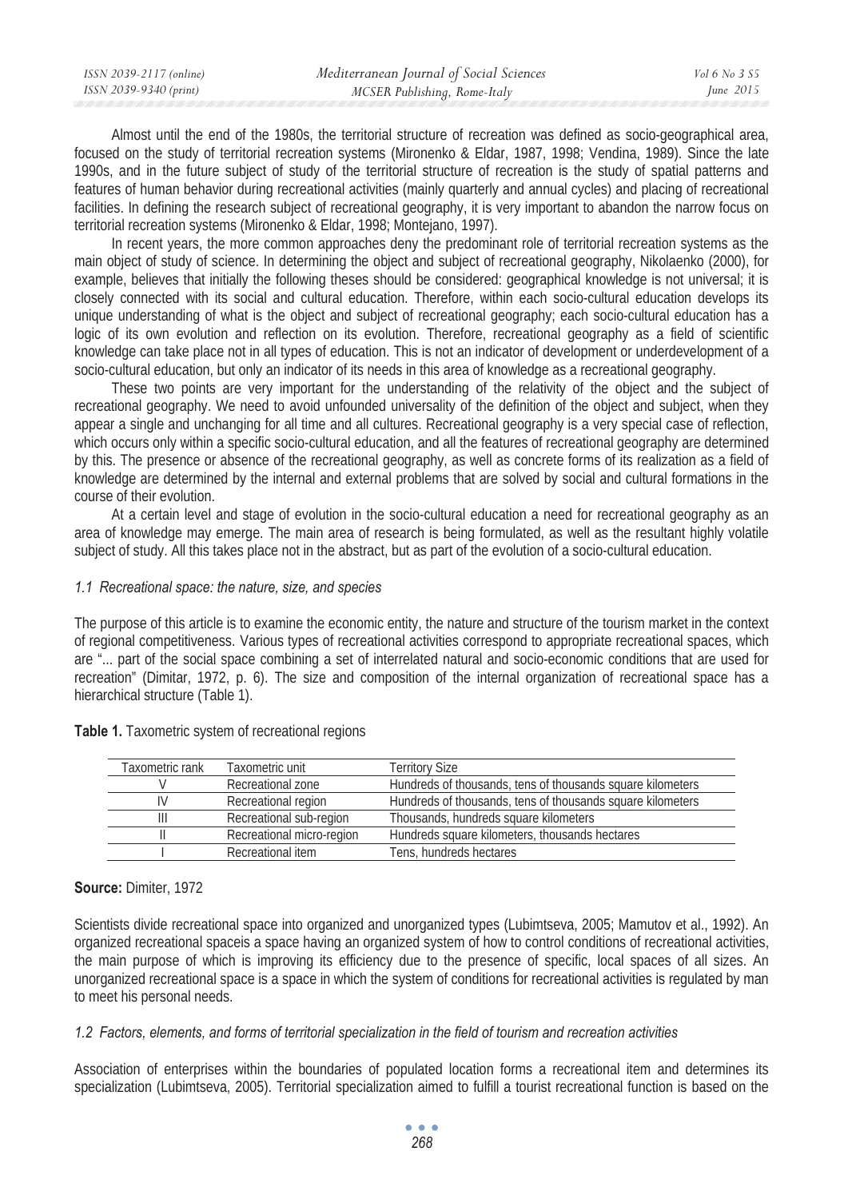Almost until the end of the 1980s, the territorial structure of recreation was defined as socio-geographical area, focused on the study of territorial recreation systems (Mironenko & Eldar, 1987, 1998; Vendina, 1989). Since the late 1990s, and in the future subject of study of the territorial structure of recreation is the study of spatial patterns and features of human behavior during recreational activities (mainly quarterly and annual cycles) and placing of recreational facilities. In defining the research subject of recreational geography, it is very important to abandon the narrow focus on territorial recreation systems (Mironenko & Eldar, 1998; Montejano, 1997).

In recent years, the more common approaches deny the predominant role of territorial recreation systems as the main object of study of science. In determining the object and subject of recreational geography, Nikolaenko (2000), for example, believes that initially the following theses should be considered: geographical knowledge is not universal; it is closely connected with its social and cultural education. Therefore, within each socio-cultural education develops its unique understanding of what is the object and subject of recreational geography; each socio-cultural education has a logic of its own evolution and reflection on its evolution. Therefore, recreational geography as a field of scientific knowledge can take place not in all types of education. This is not an indicator of development or underdevelopment of a socio-cultural education, but only an indicator of its needs in this area of knowledge as a recreational geography.

These two points are very important for the understanding of the relativity of the object and the subject of recreational geography. We need to avoid unfounded universality of the definition of the object and subject, when they appear a single and unchanging for all time and all cultures. Recreational geography is a very special case of reflection, which occurs only within a specific socio-cultural education, and all the features of recreational geography are determined by this. The presence or absence of the recreational geography, as well as concrete forms of its realization as a field of knowledge are determined by the internal and external problems that are solved by social and cultural formations in the course of their evolution.

At a certain level and stage of evolution in the socio-cultural education a need for recreational geography as an area of knowledge may emerge. The main area of research is being formulated, as well as the resultant highly volatile subject of study. All this takes place not in the abstract, but as part of the evolution of a socio-cultural education.

### *1.1 Recreational space: the nature, size, and species*

The purpose of this article is to examine the economic entity, the nature and structure of the tourism market in the context of regional competitiveness. Various types of recreational activities correspond to appropriate recreational spaces, which are "... part of the social space combining a set of interrelated natural and socio-economic conditions that are used for recreation" (Dimitar, 1972, p. 6). The size and composition of the internal organization of recreational space has a hierarchical structure (Table 1).

**Table 1.** Taxometric system of recreational regions

| Taxometric rank | Taxometric unit | Territory Size |
|---|---|---|
| V | Recreational zone | Hundreds of thousands, tens of thousands square kilometers |
| IV | Recreational region | Hundreds of thousands, tens of thousands square kilometers |
| III | Recreational sub-region | Thousands, hundreds square kilometers |
| II | Recreational micro-region | Hundreds square kilometers, thousands hectares |
| I | Recreational item | Tens, hundreds hectares |

**Source:** Dimiter, 1972

Scientists divide recreational space into organized and unorganized types (Lubimtseva, 2005; Mamutov et al., 1992). An organized recreational spaceis a space having an organized system of how to control conditions of recreational activities, the main purpose of which is improving its efficiency due to the presence of specific, local spaces of all sizes. An unorganized recreational space is a space in which the system of conditions for recreational activities is regulated by man to meet his personal needs.

### *1.2 Factors, elements, and forms of territorial specialization in the field of tourism and recreation activities*

Association of enterprises within the boundaries of populated location forms a recreational item and determines its specialization (Lubimtseva, 2005). Territorial specialization aimed to fulfill a tourist recreational function is based on the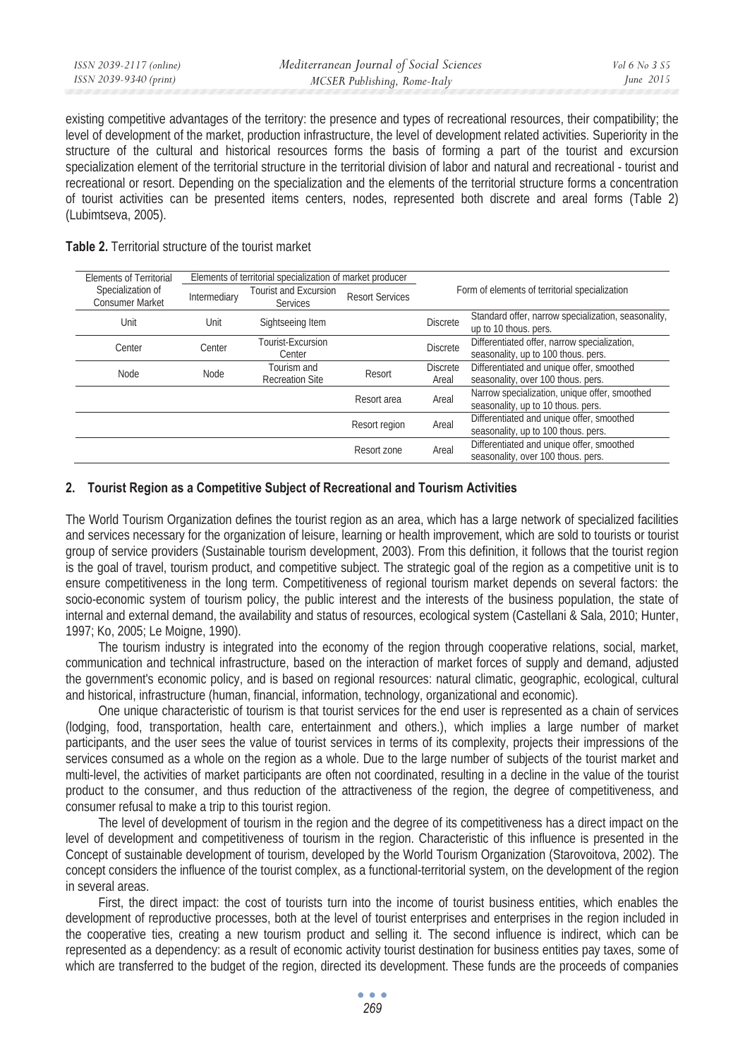existing competitive advantages of the territory: the presence and types of recreational resources, their compatibility; the level of development of the market, production infrastructure, the level of development related activities. Superiority in the structure of the cultural and historical resources forms the basis of forming a part of the tourist and excursion specialization element of the territorial structure in the territorial division of labor and natural and recreational - tourist and recreational or resort. Depending on the specialization and the elements of the territorial structure forms a concentration of tourist activities can be presented items centers, nodes, represented both discrete and areal forms (Table 2) (Lubimtseva, 2005).

**Table 2.** Territorial structure of the tourist market

| Elements of Territorial Specialization of Consumer Market | Elements of territorial specialization of market producer | | | Form of elements of territorial specialization | |
|---|---|---|---|---|---|
| | Intermediary | Tourist and Excursion Services | Resort Services | | |
| Unit | Unit | Sightseeing Item | | Discrete | Standard offer, narrow specialization, seasonality, up to 10 thous. pers. |
| Center | Center | Tourist-Excursion Center | | Discrete | Differentiated offer, narrow specialization, seasonality, up to 100 thous. pers. |
| Node | Node | Tourism and Recreation Site | Resort | Discrete Areal | Differentiated and unique offer, smoothed seasonality, over 100 thous. pers. |
| | | | Resort area | Areal | Narrow specialization, unique offer, smoothed seasonality, up to 10 thous. pers. |
| | | | Resort region | Areal | Differentiated and unique offer, smoothed seasonality, up to 100 thous. pers. |
| | | | Resort zone | Areal | Differentiated and unique offer, smoothed seasonality, over 100 thous. pers. |

## 2. Tourist Region as a Competitive Subject of Recreational and Tourism Activities

The World Tourism Organization defines the tourist region as an area, which has a large network of specialized facilities and services necessary for the organization of leisure, learning or health improvement, which are sold to tourists or tourist group of service providers (Sustainable tourism development, 2003). From this definition, it follows that the tourist region is the goal of travel, tourism product, and competitive subject. The strategic goal of the region as a competitive unit is to ensure competitiveness in the long term. Competitiveness of regional tourism market depends on several factors: the socio-economic system of tourism policy, the public interest and the interests of the business population, the state of internal and external demand, the availability and status of resources, ecological system (Castellani & Sala, 2010; Hunter, 1997; Ko, 2005; Le Moigne, 1990).

The tourism industry is integrated into the economy of the region through cooperative relations, social, market, communication and technical infrastructure, based on the interaction of market forces of supply and demand, adjusted the government's economic policy, and is based on regional resources: natural climatic, geographic, ecological, cultural and historical, infrastructure (human, financial, information, technology, organizational and economic).

One unique characteristic of tourism is that tourist services for the end user is represented as a chain of services (lodging, food, transportation, health care, entertainment and others.), which implies a large number of market participants, and the user sees the value of tourist services in terms of its complexity, projects their impressions of the services consumed as a whole on the region as a whole. Due to the large number of subjects of the tourist market and multi-level, the activities of market participants are often not coordinated, resulting in a decline in the value of the tourist product to the consumer, and thus reduction of the attractiveness of the region, the degree of competitiveness, and consumer refusal to make a trip to this tourist region.

The level of development of tourism in the region and the degree of its competitiveness has a direct impact on the level of development and competitiveness of tourism in the region. Characteristic of this influence is presented in the Concept of sustainable development of tourism, developed by the World Tourism Organization (Starovoitova, 2002). The concept considers the influence of the tourist complex, as a functional-territorial system, on the development of the region in several areas.

First, the direct impact: the cost of tourists turn into the income of tourist business entities, which enables the development of reproductive processes, both at the level of tourist enterprises and enterprises in the region included in the cooperative ties, creating a new tourism product and selling it. The second influence is indirect, which can be represented as a dependency: as a result of economic activity tourist destination for business entities pay taxes, some of which are transferred to the budget of the region, directed its development. These funds are the proceeds of companies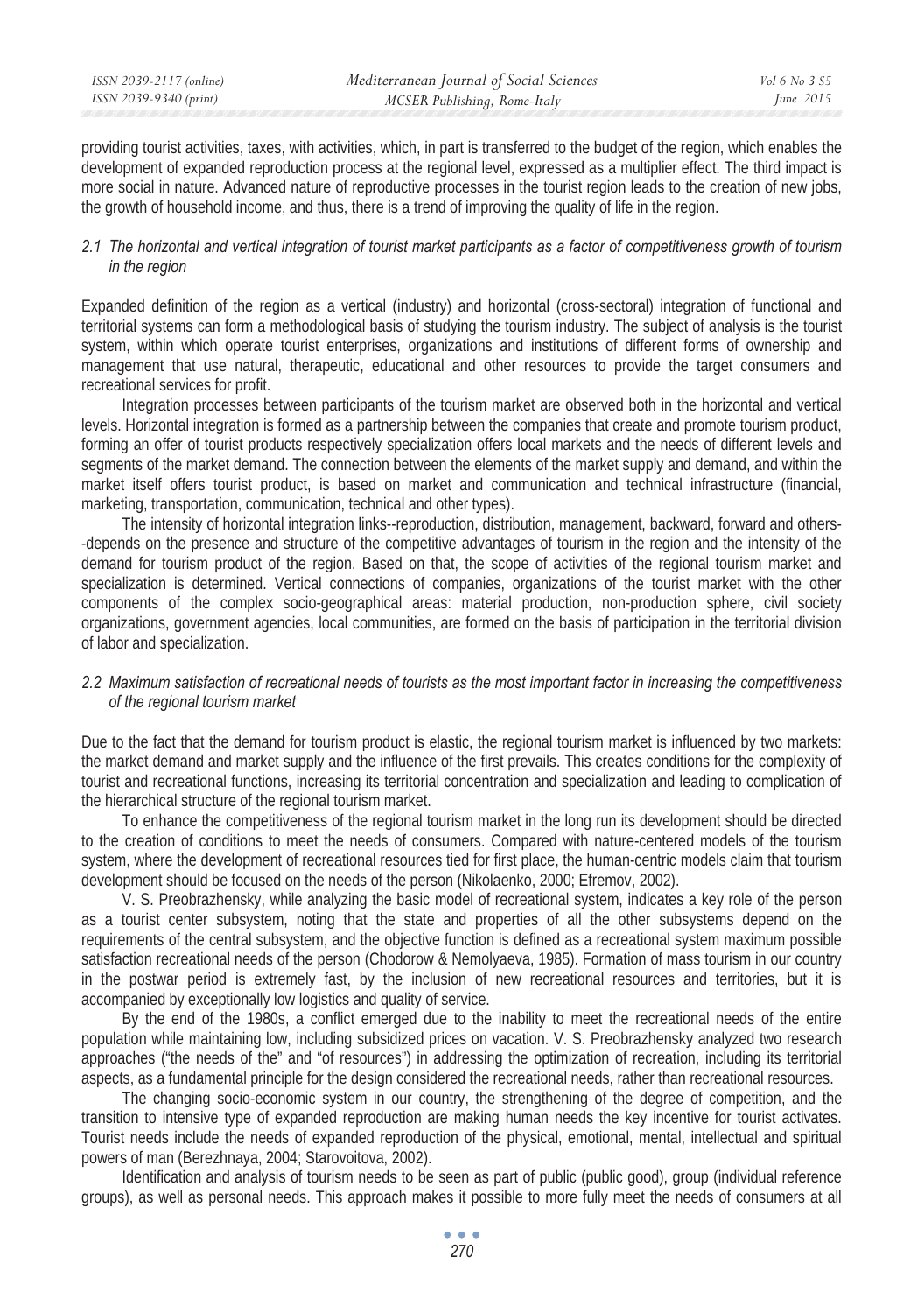providing tourist activities, taxes, with activities, which, in part is transferred to the budget of the region, which enables the development of expanded reproduction process at the regional level, expressed as a multiplier effect. The third impact is more social in nature. Advanced nature of reproductive processes in the tourist region leads to the creation of new jobs, the growth of household income, and thus, there is a trend of improving the quality of life in the region.

### *2.1 The horizontal and vertical integration of tourist market participants as a factor of competitiveness growth of tourism in the region*

Expanded definition of the region as a vertical (industry) and horizontal (cross-sectoral) integration of functional and territorial systems can form a methodological basis of studying the tourism industry. The subject of analysis is the tourist system, within which operate tourist enterprises, organizations and institutions of different forms of ownership and management that use natural, therapeutic, educational and other resources to provide the target consumers and recreational services for profit.

Integration processes between participants of the tourism market are observed both in the horizontal and vertical levels. Horizontal integration is formed as a partnership between the companies that create and promote tourism product, forming an offer of tourist products respectively specialization offers local markets and the needs of different levels and segments of the market demand. The connection between the elements of the market supply and demand, and within the market itself offers tourist product, is based on market and communication and technical infrastructure (financial, marketing, transportation, communication, technical and other types).

The intensity of horizontal integration links--reproduction, distribution, management, backward, forward and others--depends on the presence and structure of the competitive advantages of tourism in the region and the intensity of the demand for tourism product of the region. Based on that, the scope of activities of the regional tourism market and specialization is determined. Vertical connections of companies, organizations of the tourist market with the other components of the complex socio-geographical areas: material production, non-production sphere, civil society organizations, government agencies, local communities, are formed on the basis of participation in the territorial division of labor and specialization.

### *2.2 Maximum satisfaction of recreational needs of tourists as the most important factor in increasing the competitiveness of the regional tourism market*

Due to the fact that the demand for tourism product is elastic, the regional tourism market is influenced by two markets: the market demand and market supply and the influence of the first prevails. This creates conditions for the complexity of tourist and recreational functions, increasing its territorial concentration and specialization and leading to complication of the hierarchical structure of the regional tourism market.

To enhance the competitiveness of the regional tourism market in the long run its development should be directed to the creation of conditions to meet the needs of consumers. Compared with nature-centered models of the tourism system, where the development of recreational resources tied for first place, the human-centric models claim that tourism development should be focused on the needs of the person (Nikolaenko, 2000; Efremov, 2002).

V. S. Preobrazhensky, while analyzing the basic model of recreational system, indicates a key role of the person as a tourist center subsystem, noting that the state and properties of all the other subsystems depend on the requirements of the central subsystem, and the objective function is defined as a recreational system maximum possible satisfaction recreational needs of the person (Chodorow & Nemolyaeva, 1985). Formation of mass tourism in our country in the postwar period is extremely fast, by the inclusion of new recreational resources and territories, but it is accompanied by exceptionally low logistics and quality of service.

By the end of the 1980s, a conflict emerged due to the inability to meet the recreational needs of the entire population while maintaining low, including subsidized prices on vacation. V. S. Preobrazhensky analyzed two research approaches ("the needs of the" and "of resources") in addressing the optimization of recreation, including its territorial aspects, as a fundamental principle for the design considered the recreational needs, rather than recreational resources.

The changing socio-economic system in our country, the strengthening of the degree of competition, and the transition to intensive type of expanded reproduction are making human needs the key incentive for tourist activates. Tourist needs include the needs of expanded reproduction of the physical, emotional, mental, intellectual and spiritual powers of man (Berezhnaya, 2004; Starovoitova, 2002).

Identification and analysis of tourism needs to be seen as part of public (public good), group (individual reference groups), as well as personal needs. This approach makes it possible to more fully meet the needs of consumers at all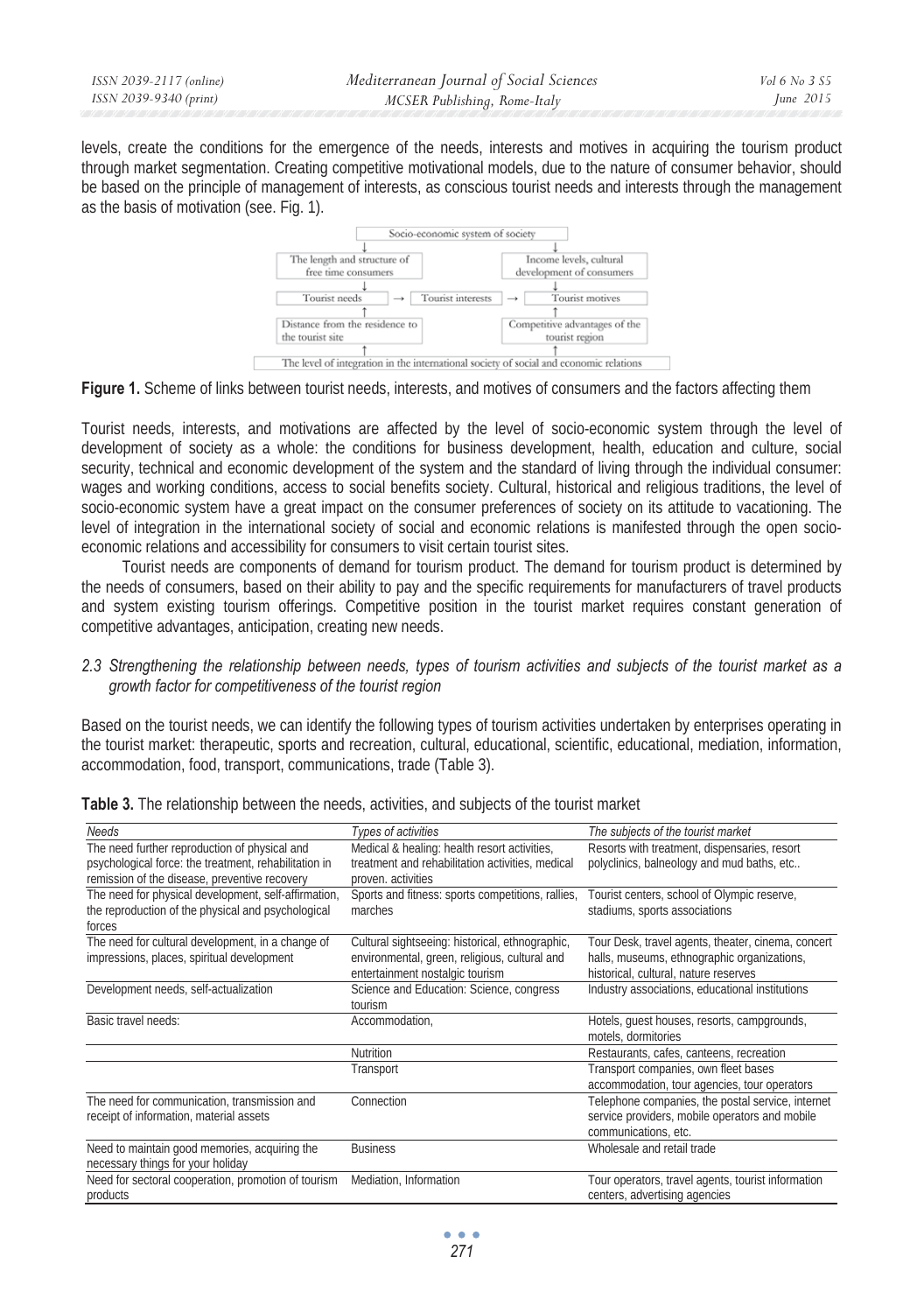levels, create the conditions for the emergence of the needs, interests and motives in acquiring the tourism product through market segmentation. Creating competitive motivational models, due to the nature of consumer behavior, should be based on the principle of management of interests, as conscious tourist needs and interests through the management as the basis of motivation (see. Fig. 1).

```
                         Socio-economic system of society
                 ↓                                              ↓
The length and structure of                       Income levels, cultural
free time consumers                               development of consumers
                 ↓                                              ↓
Tourist needs          →      Tourist interests      →      Tourist motives
                 ↑                                              ↑
Distance from the residence to                    Competitive advantages of the
the tourist site                                  tourist region
                 ↑                                              ↑
The level of integration in the international society of social and economic relations
```

**Figure 1.** Scheme of links between tourist needs, interests, and motives of consumers and the factors affecting them

Tourist needs, interests, and motivations are affected by the level of socio-economic system through the level of development of society as a whole: the conditions for business development, health, education and culture, social security, technical and economic development of the system and the standard of living through the individual consumer: wages and working conditions, access to social benefits society. Cultural, historical and religious traditions, the level of socio-economic system have a great impact on the consumer preferences of society on its attitude to vacationing. The level of integration in the international society of social and economic relations is manifested through the open socio-economic relations and accessibility for consumers to visit certain tourist sites.

Tourist needs are components of demand for tourism product. The demand for tourism product is determined by the needs of consumers, based on their ability to pay and the specific requirements for manufacturers of travel products and system existing tourism offerings. Competitive position in the tourist market requires constant generation of competitive advantages, anticipation, creating new needs.

### *2.3 Strengthening the relationship between needs, types of tourism activities and subjects of the tourist market as a growth factor for competitiveness of the tourist region*

Based on the tourist needs, we can identify the following types of tourism activities undertaken by enterprises operating in the tourist market: therapeutic, sports and recreation, cultural, educational, scientific, educational, mediation, information, accommodation, food, transport, communications, trade (Table 3).

**Table 3.** The relationship between the needs, activities, and subjects of the tourist market

| *Needs* | *Types of activities* | *The subjects of the tourist market* |
|---|---|---|
| The need further reproduction of physical and psychological force: the treatment, rehabilitation in remission of the disease, preventive recovery | Medical & healing: health resort activities, treatment and rehabilitation activities, medical proven. activities | Resorts with treatment, dispensaries, resort polyclinics, balneology and mud baths, etc.. |
| The need for physical development, self-affirmation, the reproduction of the physical and psychological forces | Sports and fitness: sports competitions, rallies, marches | Tourist centers, school of Olympic reserve, stadiums, sports associations |
| The need for cultural development, in a change of impressions, places, spiritual development | Cultural sightseeing: historical, ethnographic, environmental, green, religious, cultural and entertainment nostalgic tourism | Tour Desk, travel agents, theater, cinema, concert halls, museums, ethnographic organizations, historical, cultural, nature reserves |
| Development needs, self-actualization | Science and Education: Science, congress tourism | Industry associations, educational institutions |
| Basic travel needs: | Accommodation, | Hotels, guest houses, resorts, campgrounds, motels, dormitories |
| | Nutrition | Restaurants, cafes, canteens, recreation |
| | Transport | Transport companies, own fleet bases accommodation, tour agencies, tour operators |
| The need for communication, transmission and receipt of information, material assets | Connection | Telephone companies, the postal service, internet service providers, mobile operators and mobile communications, etc. |
| Need to maintain good memories, acquiring the necessary things for your holiday | Business | Wholesale and retail trade |
| Need for sectoral cooperation, promotion of tourism products | Mediation, Information | Tour operators, travel agents, tourist information centers, advertising agencies |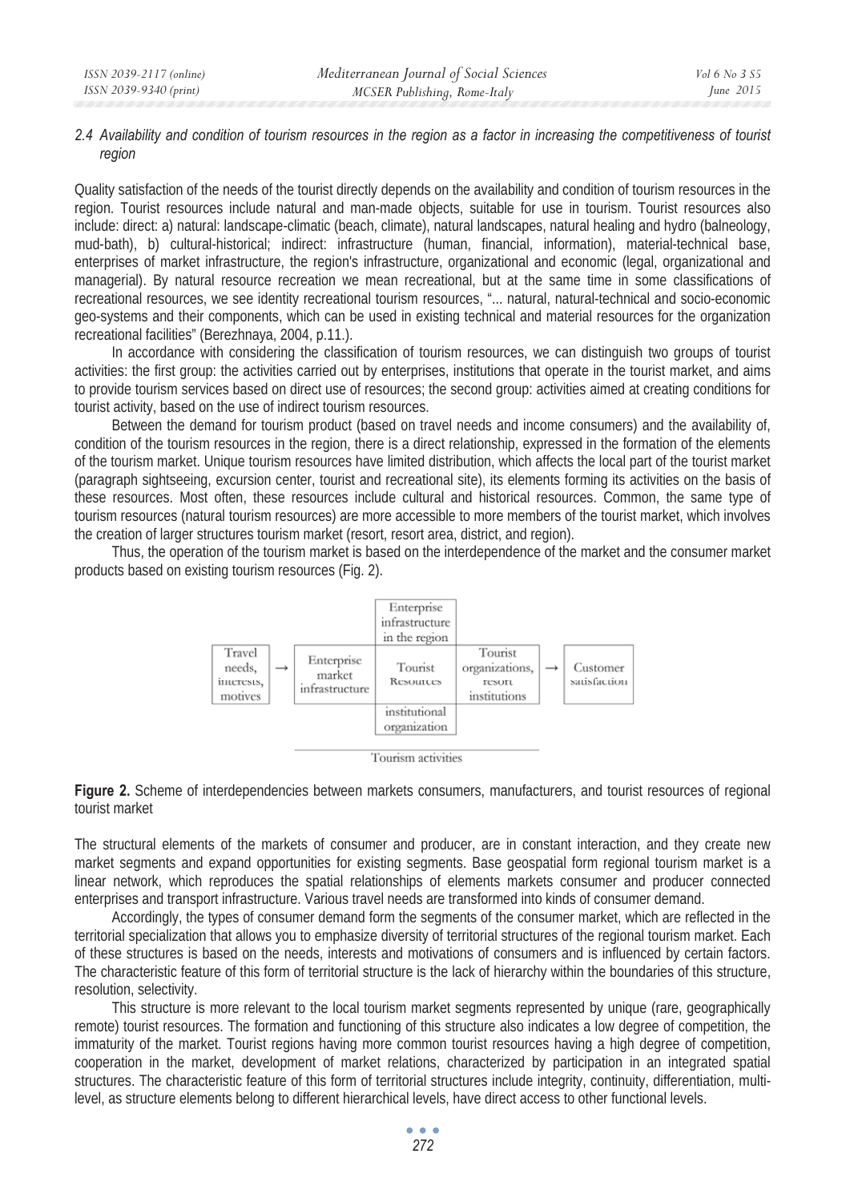### 2.4 Availability and condition of tourism resources in the region as a factor in increasing the competitiveness of tourist region

Quality satisfaction of the needs of the tourist directly depends on the availability and condition of tourism resources in the region. Tourist resources include natural and man-made objects, suitable for use in tourism. Tourist resources also include: direct: a) natural: landscape-climatic (beach, climate), natural landscapes, natural healing and hydro (balneology, mud-bath), b) cultural-historical; indirect: infrastructure (human, financial, information), material-technical base, enterprises of market infrastructure, the region's infrastructure, organizational and economic (legal, organizational and managerial). By natural resource recreation we mean recreational, but at the same time in some classifications of recreational resources, we see identity recreational tourism resources, "... natural, natural-technical and socio-economic geo-systems and their components, which can be used in existing technical and material resources for the organization recreational facilities" (Berezhnaya, 2004, p.11.).

In accordance with considering the classification of tourism resources, we can distinguish two groups of tourist activities: the first group: the activities carried out by enterprises, institutions that operate in the tourist market, and aims to provide tourism services based on direct use of resources; the second group: activities aimed at creating conditions for tourist activity, based on the use of indirect tourism resources.

Between the demand for tourism product (based on travel needs and income consumers) and the availability of, condition of the tourism resources in the region, there is a direct relationship, expressed in the formation of the elements of the tourism market. Unique tourism resources have limited distribution, which affects the local part of the tourist market (paragraph sightseeing, excursion center, tourist and recreational site), its elements forming its activities on the basis of these resources. Most often, these resources include cultural and historical resources. Common, the same type of tourism resources (natural tourism resources) are more accessible to more members of the tourist market, which involves the creation of larger structures tourism market (resort, resort area, district, and region).

Thus, the operation of the tourism market is based on the interdependence of the market and the consumer market products based on existing tourism resources (Fig. 2).

Travel needs, interests, motives → Enterprise market infrastructure

Enterprise infrastructure in the region

Tourist Resources

institutional organization

Tourist organizations, resort institutions → Customer satisfaction

Tourism activities

**Figure 2.** Scheme of interdependencies between markets consumers, manufacturers, and tourist resources of regional tourist market

The structural elements of the markets of consumer and producer, are in constant interaction, and they create new market segments and expand opportunities for existing segments. Base geospatial form regional tourism market is a linear network, which reproduces the spatial relationships of elements markets consumer and producer connected enterprises and transport infrastructure. Various travel needs are transformed into kinds of consumer demand.

Accordingly, the types of consumer demand form the segments of the consumer market, which are reflected in the territorial specialization that allows you to emphasize diversity of territorial structures of the regional tourism market. Each of these structures is based on the needs, interests and motivations of consumers and is influenced by certain factors. The characteristic feature of this form of territorial structure is the lack of hierarchy within the boundaries of this structure, resolution, selectivity.

This structure is more relevant to the local tourism market segments represented by unique (rare, geographically remote) tourist resources. The formation and functioning of this structure also indicates a low degree of competition, the immaturity of the market. Tourist regions having more common tourist resources having a high degree of competition, cooperation in the market, development of market relations, characterized by participation in an integrated spatial structures. The characteristic feature of this form of territorial structures include integrity, continuity, differentiation, multi-level, as structure elements belong to different hierarchical levels, have direct access to other functional levels.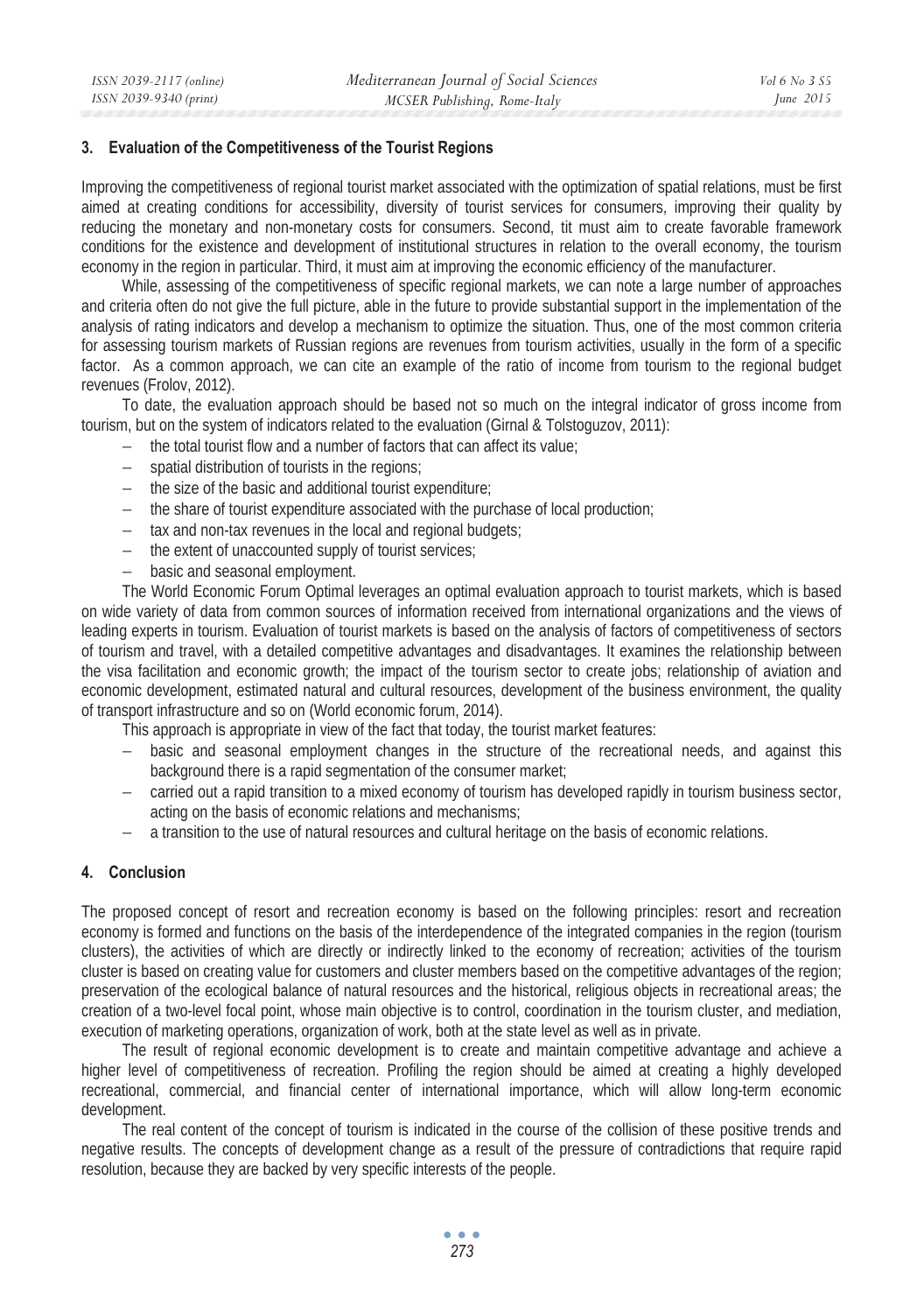## 3. Evaluation of the Competitiveness of the Tourist Regions

Improving the competitiveness of regional tourist market associated with the optimization of spatial relations, must be first aimed at creating conditions for accessibility, diversity of tourist services for consumers, improving their quality by reducing the monetary and non-monetary costs for consumers. Second, tit must aim to create favorable framework conditions for the existence and development of institutional structures in relation to the overall economy, the tourism economy in the region in particular. Third, it must aim at improving the economic efficiency of the manufacturer.

While, assessing of the competitiveness of specific regional markets, we can note a large number of approaches and criteria often do not give the full picture, able in the future to provide substantial support in the implementation of the analysis of rating indicators and develop a mechanism to optimize the situation. Thus, one of the most common criteria for assessing tourism markets of Russian regions are revenues from tourism activities, usually in the form of a specific factor. As a common approach, we can cite an example of the ratio of income from tourism to the regional budget revenues (Frolov, 2012).

To date, the evaluation approach should be based not so much on the integral indicator of gross income from tourism, but on the system of indicators related to the evaluation (Girnal & Tolstoguzov, 2011):

- the total tourist flow and a number of factors that can affect its value;
- spatial distribution of tourists in the regions;
- the size of the basic and additional tourist expenditure;
- the share of tourist expenditure associated with the purchase of local production;
- tax and non-tax revenues in the local and regional budgets;
- the extent of unaccounted supply of tourist services;
- basic and seasonal employment.

The World Economic Forum Optimal leverages an optimal evaluation approach to tourist markets, which is based on wide variety of data from common sources of information received from international organizations and the views of leading experts in tourism. Evaluation of tourist markets is based on the analysis of factors of competitiveness of sectors of tourism and travel, with a detailed competitive advantages and disadvantages. It examines the relationship between the visa facilitation and economic growth; the impact of the tourism sector to create jobs; relationship of aviation and economic development, estimated natural and cultural resources, development of the business environment, the quality of transport infrastructure and so on (World economic forum, 2014).

This approach is appropriate in view of the fact that today, the tourist market features:

- basic and seasonal employment changes in the structure of the recreational needs, and against this background there is a rapid segmentation of the consumer market;
- carried out a rapid transition to a mixed economy of tourism has developed rapidly in tourism business sector, acting on the basis of economic relations and mechanisms;
- a transition to the use of natural resources and cultural heritage on the basis of economic relations.

## 4. Conclusion

The proposed concept of resort and recreation economy is based on the following principles: resort and recreation economy is formed and functions on the basis of the interdependence of the integrated companies in the region (tourism clusters), the activities of which are directly or indirectly linked to the economy of recreation; activities of the tourism cluster is based on creating value for customers and cluster members based on the competitive advantages of the region; preservation of the ecological balance of natural resources and the historical, religious objects in recreational areas; the creation of a two-level focal point, whose main objective is to control, coordination in the tourism cluster, and mediation, execution of marketing operations, organization of work, both at the state level as well as in private.

The result of regional economic development is to create and maintain competitive advantage and achieve a higher level of competitiveness of recreation. Profiling the region should be aimed at creating a highly developed recreational, commercial, and financial center of international importance, which will allow long-term economic development.

The real content of the concept of tourism is indicated in the course of the collision of these positive trends and negative results. The concepts of development change as a result of the pressure of contradictions that require rapid resolution, because they are backed by very specific interests of the people.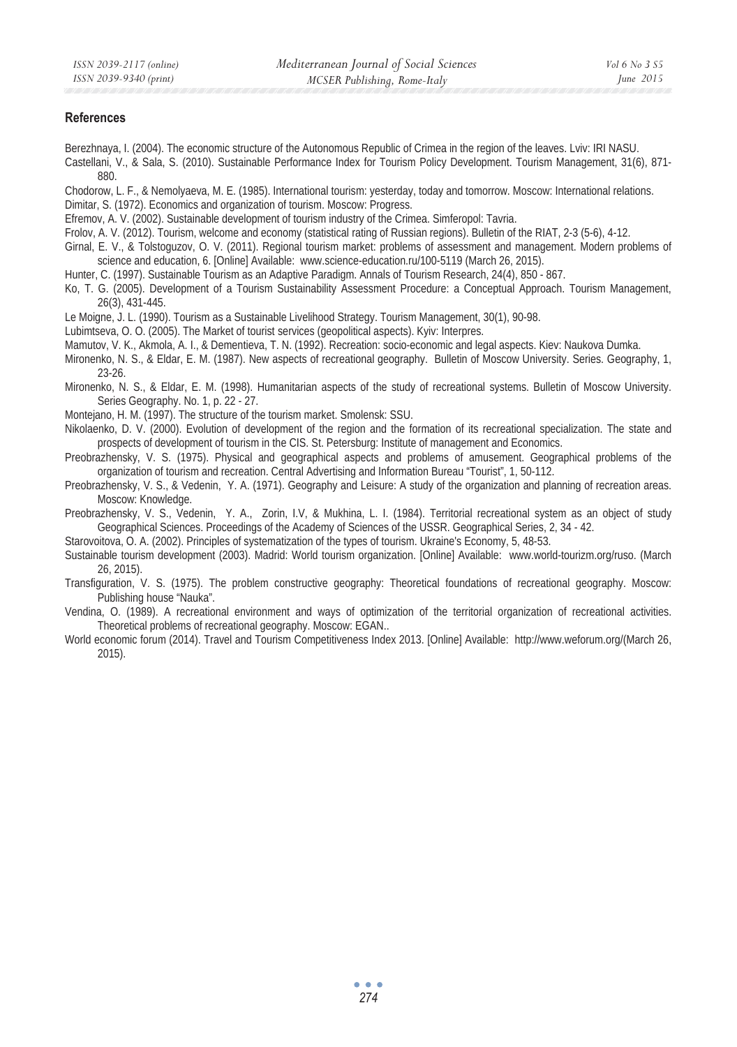## References

Berezhnaya, I. (2004). The economic structure of the Autonomous Republic of Crimea in the region of the leaves. Lviv: IRI NASU.

Castellani, V., & Sala, S. (2010). Sustainable Performance Index for Tourism Policy Development. Tourism Management, 31(6), 871-880.

Chodorow, L. F., & Nemolyaeva, M. E. (1985). International tourism: yesterday, today and tomorrow. Moscow: International relations.

Dimitar, S. (1972). Economics and organization of tourism. Moscow: Progress.

Efremov, A. V. (2002). Sustainable development of tourism industry of the Crimea. Simferopol: Tavria.

Frolov, A. V. (2012). Tourism, welcome and economy (statistical rating of Russian regions). Bulletin of the RIAT, 2-3 (5-6), 4-12.

Girnal, E. V., & Tolstoguzov, O. V. (2011). Regional tourism market: problems of assessment and management. Modern problems of science and education, 6. [Online] Available: www.science-education.ru/100-5119 (March 26, 2015).

Hunter, C. (1997). Sustainable Tourism as an Adaptive Paradigm. Annals of Tourism Research, 24(4), 850 - 867.

Ko, T. G. (2005). Development of a Tourism Sustainability Assessment Procedure: a Conceptual Approach. Tourism Management, 26(3), 431-445.

Le Moigne, J. L. (1990). Tourism as a Sustainable Livelihood Strategy. Tourism Management, 30(1), 90-98.

Lubimtseva, O. O. (2005). The Market of tourist services (geopolitical aspects). Kyiv: Interpres.

Mamutov, V. K., Akmola, A. I., & Dementieva, T. N. (1992). Recreation: socio-economic and legal aspects. Kiev: Naukova Dumka.

Mironenko, N. S., & Eldar, E. M. (1987). New aspects of recreational geography. Bulletin of Moscow University. Series. Geography, 1, 23-26.

Mironenko, N. S., & Eldar, E. M. (1998). Humanitarian aspects of the study of recreational systems. Bulletin of Moscow University. Series Geography. No. 1, p. 22 - 27.

Montejano, H. M. (1997). The structure of the tourism market. Smolensk: SSU.

Nikolaenko, D. V. (2000). Evolution of development of the region and the formation of its recreational specialization. The state and prospects of development of tourism in the CIS. St. Petersburg: Institute of management and Economics.

Preobrazhensky, V. S. (1975). Physical and geographical aspects and problems of amusement. Geographical problems of the organization of tourism and recreation. Central Advertising and Information Bureau "Tourist", 1, 50-112.

Preobrazhensky, V. S., & Vedenin, Y. A. (1971). Geography and Leisure: A study of the organization and planning of recreation areas. Moscow: Knowledge.

Preobrazhensky, V. S., Vedenin, Y. A., Zorin, I.V, & Mukhina, L. I. (1984). Territorial recreational system as an object of study Geographical Sciences. Proceedings of the Academy of Sciences of the USSR. Geographical Series, 2, 34 - 42.

Starovoitova, O. A. (2002). Principles of systematization of the types of tourism. Ukraine's Economy, 5, 48-53.

Sustainable tourism development (2003). Madrid: World tourism organization. [Online] Available: www.world-tourizm.org/ruso. (March 26, 2015).

Transfiguration, V. S. (1975). The problem constructive geography: Theoretical foundations of recreational geography. Moscow: Publishing house "Nauka".

Vendina, O. (1989). A recreational environment and ways of optimization of the territorial organization of recreational activities. Theoretical problems of recreational geography. Moscow: EGAN..

World economic forum (2014). Travel and Tourism Competitiveness Index 2013. [Online] Available: http://www.weforum.org/(March 26, 2015).